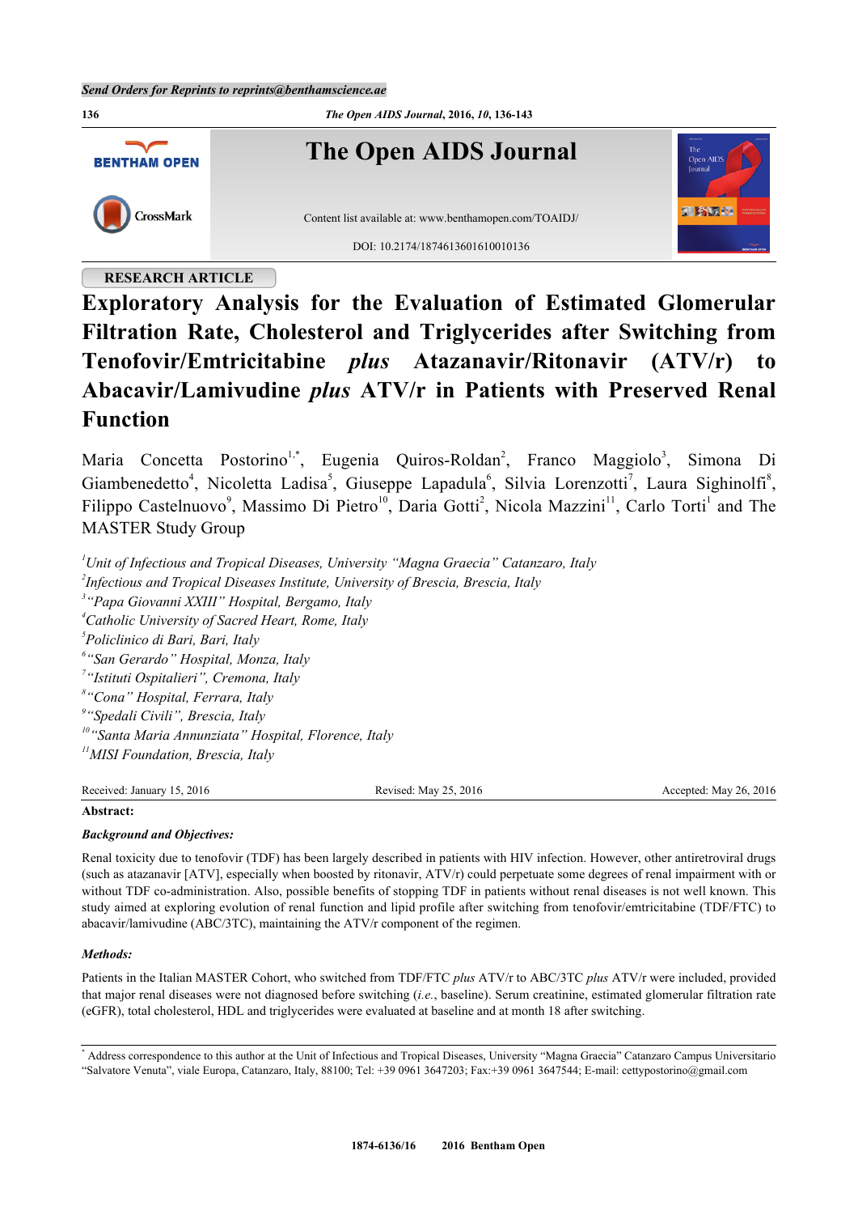Send Orders for Reprints to reprints@benthamscience.ae

RESEARCH ARTICLE

# Exploratory Analysis for the Evaluation of Estimated Glomerular Filtration Rate, Cholesterol and Triglycerides after Switching from Tenofovir/Emtricitabine *plus* Atazanavir/Ritonavir (ATV/r) to Abacavir/Lamivudine *plus* ATV/r in Patients with Preserved Renal Function

Maria Concetta Postorino[1,*], Eugenia Quiros-Roldan[2], Franco Maggiolo[3], Simona Di Giambenedetto[4], Nicoletta Ladisa[5], Giuseppe Lapadula[6], Silvia Lorenzotti[7], Laura Sighinolfi[8], Filippo Castelnuovo[9], Massimo Di Pietro[10], Daria Gotti[2], Nicola Mazzini[11], Carlo Torti[1] and The MASTER Study Group

*[1]Unit of Infectious and Tropical Diseases, University "Magna Graecia" Catanzaro, Italy*
*[2]Infectious and Tropical Diseases Institute, University of Brescia, Brescia, Italy*
*[3]"Papa Giovanni XXIII" Hospital, Bergamo, Italy*
*[4]Catholic University of Sacred Heart, Rome, Italy*
*[5]Policlinico di Bari, Bari, Italy*
*[6]"San Gerardo" Hospital, Monza, Italy*
*[7]"Istituti Ospitalieri", Cremona, Italy*
*[8]"Cona" Hospital, Ferrara, Italy*
*[9]"Spedali Civili", Brescia, Italy*
*[10]"Santa Maria Annunziata" Hospital, Florence, Italy*
*[11]MISI Foundation, Brescia, Italy*

Received: January 15, 2016 Revised: May 25, 2016 Accepted: May 26, 2016

**Abstract:**

***Background and Objectives:***

Renal toxicity due to tenofovir (TDF) has been largely described in patients with HIV infection. However, other antiretroviral drugs (such as atazanavir [ATV], especially when boosted by ritonavir, ATV/r) could perpetuate some degrees of renal impairment with or without TDF co-administration. Also, possible benefits of stopping TDF in patients without renal diseases is not well known. This study aimed at exploring evolution of renal function and lipid profile after switching from tenofovir/emtricitabine (TDF/FTC) to abacavir/lamivudine (ABC/3TC), maintaining the ATV/r component of the regimen.

***Methods:***

Patients in the Italian MASTER Cohort, who switched from TDF/FTC *plus* ATV/r to ABC/3TC *plus* ATV/r were included, provided that major renal diseases were not diagnosed before switching (*i.e.*, baseline). Serum creatinine, estimated glomerular filtration rate (eGFR), total cholesterol, HDL and triglycerides were evaluated at baseline and at month 18 after switching.

[*] Address correspondence to this author at the Unit of Infectious and Tropical Diseases, University "Magna Graecia" Catanzaro Campus Universitario "Salvatore Venuta", viale Europa, Catanzaro, Italy, 88100; Tel: +39 0961 3647203; Fax:+39 0961 3647544; E-mail: cettypostorino@gmail.com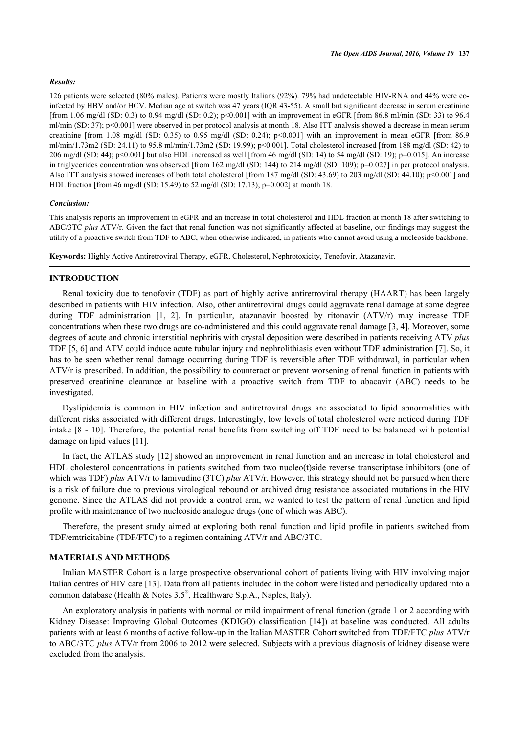### *Results:*

126 patients were selected (80% males). Patients were mostly Italians (92%). 79% had undetectable HIV-RNA and 44% were co-infected by HBV and/or HCV. Median age at switch was 47 years (IQR 43-55). A small but significant decrease in serum creatinine [from 1.06 mg/dl (SD: 0.3) to 0.94 mg/dl (SD: 0.2); p<0.001] with an improvement in eGFR [from 86.8 ml/min (SD: 33) to 96.4 ml/min (SD: 37); p<0.001] were observed in per protocol analysis at month 18. Also ITT analysis showed a decrease in mean serum creatinine [from 1.08 mg/dl (SD: 0.35) to 0.95 mg/dl (SD: 0.24); p<0.001] with an improvement in mean eGFR [from 86.9 ml/min/1.73m2 (SD: 24.11) to 95.8 ml/min/1.73m2 (SD: 19.99); p<0.001]. Total cholesterol increased [from 188 mg/dl (SD: 42) to 206 mg/dl (SD: 44); p<0.001] but also HDL increased as well [from 46 mg/dl (SD: 14) to 54 mg/dl (SD: 19); p=0.015]. An increase in triglycerides concentration was observed [from 162 mg/dl (SD: 144) to 214 mg/dl (SD: 109); p=0.027] in per protocol analysis. Also ITT analysis showed increases of both total cholesterol [from 187 mg/dl (SD: 43.69) to 203 mg/dl (SD: 44.10); p<0.001] and HDL fraction [from 46 mg/dl (SD: 15.49) to 52 mg/dl (SD: 17.13); p=0.002] at month 18.

### *Conclusion:*

This analysis reports an improvement in eGFR and an increase in total cholesterol and HDL fraction at month 18 after switching to ABC/3TC *plus* ATV/r. Given the fact that renal function was not significantly affected at baseline, our findings may suggest the utility of a proactive switch from TDF to ABC, when otherwise indicated, in patients who cannot avoid using a nucleoside backbone.

**Keywords:** Highly Active Antiretroviral Therapy, eGFR, Cholesterol, Nephrotoxicity, Tenofovir, Atazanavir.

## INTRODUCTION

Renal toxicity due to tenofovir (TDF) as part of highly active antiretroviral therapy (HAART) has been largely described in patients with HIV infection. Also, other antiretroviral drugs could aggravate renal damage at some degree during TDF administration [1, 2]. In particular, atazanavir boosted by ritonavir (ATV/r) may increase TDF concentrations when these two drugs are co-administered and this could aggravate renal damage [3, 4]. Moreover, some degrees of acute and chronic interstitial nephritis with crystal deposition were described in patients receiving ATV *plus* TDF [5, 6] and ATV could induce acute tubular injury and nephrolithiasis even without TDF administration [7]. So, it has to be seen whether renal damage occurring during TDF is reversible after TDF withdrawal, in particular when ATV/r is prescribed. In addition, the possibility to counteract or prevent worsening of renal function in patients with preserved creatinine clearance at baseline with a proactive switch from TDF to abacavir (ABC) needs to be investigated.

Dyslipidemia is common in HIV infection and antiretroviral drugs are associated to lipid abnormalities with different risks associated with different drugs. Interestingly, low levels of total cholesterol were noticed during TDF intake [8 - 10]. Therefore, the potential renal benefits from switching off TDF need to be balanced with potential damage on lipid values [11].

In fact, the ATLAS study [12] showed an improvement in renal function and an increase in total cholesterol and HDL cholesterol concentrations in patients switched from two nucleo(t)side reverse transcriptase inhibitors (one of which was TDF) *plus* ATV/r to lamivudine (3TC) *plus* ATV/r. However, this strategy should not be pursued when there is a risk of failure due to previous virological rebound or archived drug resistance associated mutations in the HIV genome. Since the ATLAS did not provide a control arm, we wanted to test the pattern of renal function and lipid profile with maintenance of two nucleoside analogue drugs (one of which was ABC).

Therefore, the present study aimed at exploring both renal function and lipid profile in patients switched from TDF/emtricitabine (TDF/FTC) to a regimen containing ATV/r and ABC/3TC.

## MATERIALS AND METHODS

Italian MASTER Cohort is a large prospective observational cohort of patients living with HIV involving major Italian centres of HIV care [13]. Data from all patients included in the cohort were listed and periodically updated into a common database (Health & Notes 3.5®, Healthware S.p.A., Naples, Italy).

An exploratory analysis in patients with normal or mild impairment of renal function (grade 1 or 2 according with Kidney Disease: Improving Global Outcomes (KDIGO) classification [14]) at baseline was conducted. All adults patients with at least 6 months of active follow-up in the Italian MASTER Cohort switched from TDF/FTC *plus* ATV/r to ABC/3TC *plus* ATV/r from 2006 to 2012 were selected. Subjects with a previous diagnosis of kidney disease were excluded from the analysis.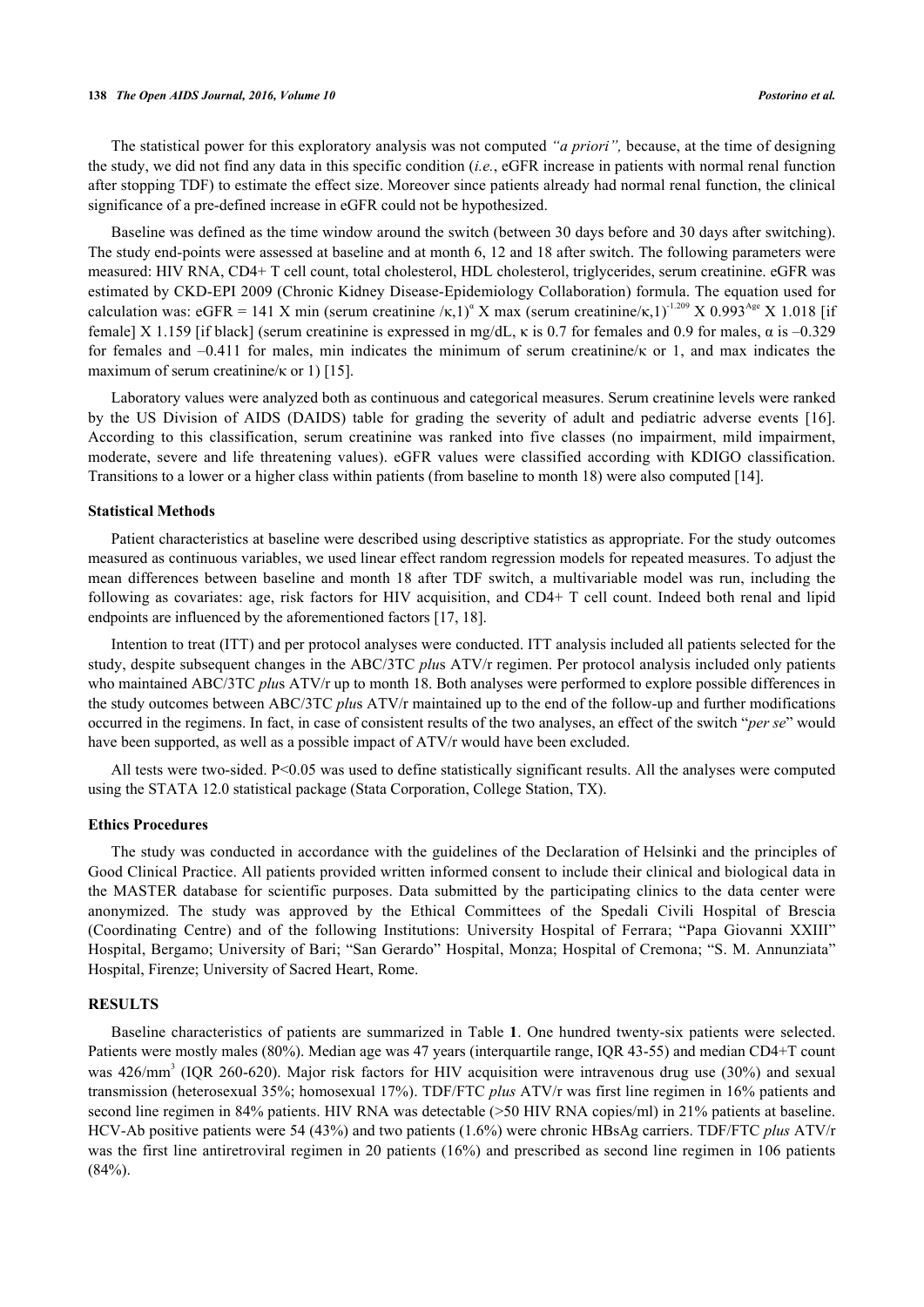The statistical power for this exploratory analysis was not computed *"a priori"*, because, at the time of designing the study, we did not find any data in this specific condition (*i.e.*, eGFR increase in patients with normal renal function after stopping TDF) to estimate the effect size. Moreover since patients already had normal renal function, the clinical significance of a pre-defined increase in eGFR could not be hypothesized.

Baseline was defined as the time window around the switch (between 30 days before and 30 days after switching). The study end-points were assessed at baseline and at month 6, 12 and 18 after switch. The following parameters were measured: HIV RNA, CD4+ T cell count, total cholesterol, HDL cholesterol, triglycerides, serum creatinine. eGFR was estimated by CKD-EPI 2009 (Chronic Kidney Disease-Epidemiology Collaboration) formula. The equation used for calculation was: $eGFR = 141 \times \min(\text{serum creatinine}/\kappa, 1)^{\alpha} \times \max(\text{serum creatinine}/\kappa, 1)^{-1.209} \times 0.993^{Age} \times 1.018$ [if female] $\times 1.159$ [if black] (serum creatinine is expressed in mg/dL, $\kappa$ is 0.7 for females and 0.9 for males, $\alpha$ is –0.329 for females and –0.411 for males, min indicates the minimum of serum creatinine/$\kappa$ or 1, and max indicates the maximum of serum creatinine/$\kappa$ or 1) [15].

Laboratory values were analyzed both as continuous and categorical measures. Serum creatinine levels were ranked by the US Division of AIDS (DAIDS) table for grading the severity of adult and pediatric adverse events [16]. According to this classification, serum creatinine was ranked into five classes (no impairment, mild impairment, moderate, severe and life threatening values). eGFR values were classified according with KDIGO classification. Transitions to a lower or a higher class within patients (from baseline to month 18) were also computed [14].

### Statistical Methods

Patient characteristics at baseline were described using descriptive statistics as appropriate. For the study outcomes measured as continuous variables, we used linear effect random regression models for repeated measures. To adjust the mean differences between baseline and month 18 after TDF switch, a multivariable model was run, including the following as covariates: age, risk factors for HIV acquisition, and CD4+ T cell count. Indeed both renal and lipid endpoints are influenced by the aforementioned factors [17, 18].

Intention to treat (ITT) and per protocol analyses were conducted. ITT analysis included all patients selected for the study, despite subsequent changes in the ABC/3TC *plu*s ATV/r regimen. Per protocol analysis included only patients who maintained ABC/3TC *plu*s ATV/r up to month 18. Both analyses were performed to explore possible differences in the study outcomes between ABC/3TC *plu*s ATV/r maintained up to the end of the follow-up and further modifications occurred in the regimens. In fact, in case of consistent results of the two analyses, an effect of the switch "*per se*" would have been supported, as well as a possible impact of ATV/r would have been excluded.

All tests were two-sided. $P<0.05$ was used to define statistically significant results. All the analyses were computed using the STATA 12.0 statistical package (Stata Corporation, College Station, TX).

### Ethics Procedures

The study was conducted in accordance with the guidelines of the Declaration of Helsinki and the principles of Good Clinical Practice. All patients provided written informed consent to include their clinical and biological data in the MASTER database for scientific purposes. Data submitted by the participating clinics to the data center were anonymized. The study was approved by the Ethical Committees of the Spedali Civili Hospital of Brescia (Coordinating Centre) and of the following Institutions: University Hospital of Ferrara; "Papa Giovanni XXIII" Hospital, Bergamo; University of Bari; "San Gerardo" Hospital, Monza; Hospital of Cremona; "S. M. Annunziata" Hospital, Firenze; University of Sacred Heart, Rome.

## RESULTS

Baseline characteristics of patients are summarized in Table **1**. One hundred twenty-six patients were selected. Patients were mostly males (80%). Median age was 47 years (interquartile range, IQR 43-55) and median CD4+T count was 426/mm$^3$ (IQR 260-620). Major risk factors for HIV acquisition were intravenous drug use (30%) and sexual transmission (heterosexual 35%; homosexual 17%). TDF/FTC *plus* ATV/r was first line regimen in 16% patients and second line regimen in 84% patients. HIV RNA was detectable (>50 HIV RNA copies/ml) in 21% patients at baseline. HCV-Ab positive patients were 54 (43%) and two patients (1.6%) were chronic HBsAg carriers. TDF/FTC *plus* ATV/r was the first line antiretroviral regimen in 20 patients (16%) and prescribed as second line regimen in 106 patients (84%).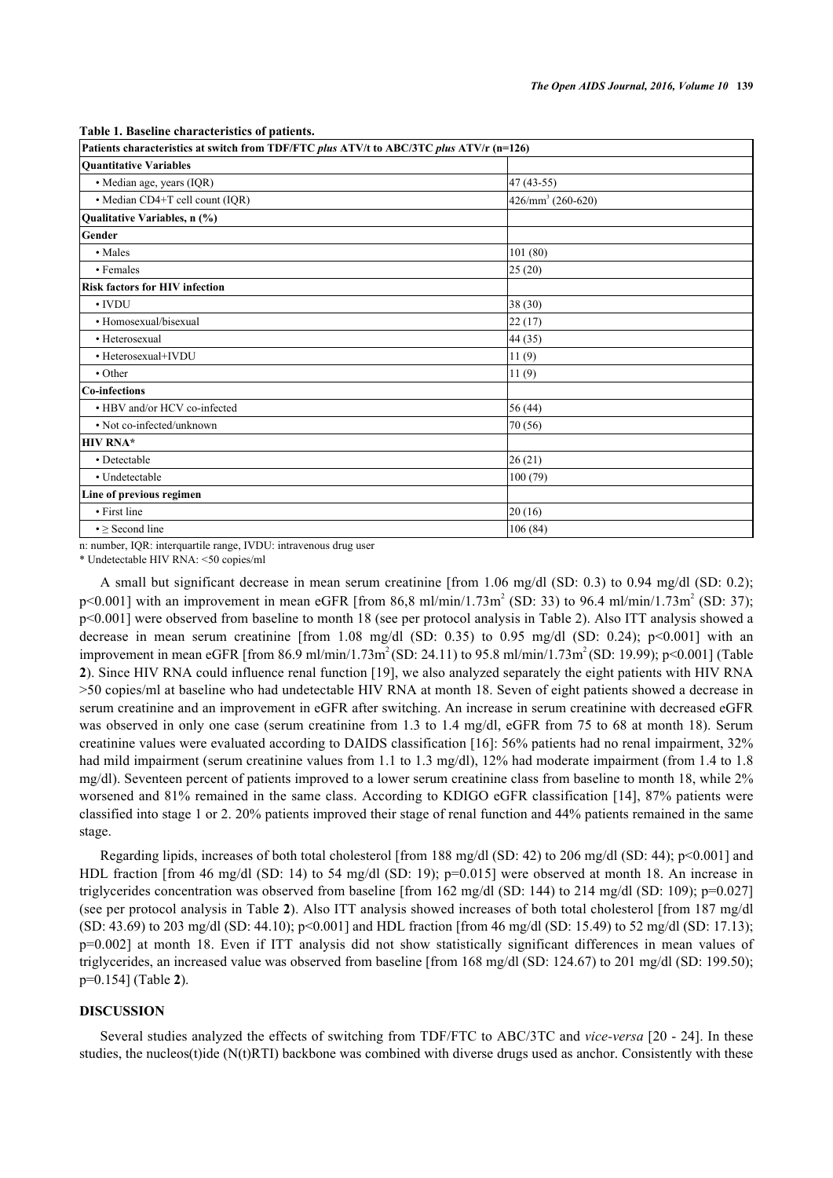**Table 1. Baseline characteristics of patients.**

| Patients characteristics at switch from TDF/FTC *plus* ATV/t to ABC/3TC *plus* ATV/r (n=126) | |
|---|---|
| **Quantitative Variables** | |
| • Median age, years (IQR) | 47 (43-55) |
| • Median CD4+T cell count (IQR) | 426/mm$^3$ (260-620) |
| **Qualitative Variables, n (%)** | |
| **Gender** | |
| • Males | 101 (80) |
| • Females | 25 (20) |
| **Risk factors for HIV infection** | |
| • IVDU | 38 (30) |
| • Homosexual/bisexual | 22 (17) |
| • Heterosexual | 44 (35) |
| • Heterosexual+IVDU | 11 (9) |
| • Other | 11 (9) |
| **Co-infections** | |
| • HBV and/or HCV co-infected | 56 (44) |
| • Not co-infected/unknown | 70 (56) |
| **HIV RNA*** | |
| • Detectable | 26 (21) |
| • Undetectable | 100 (79) |
| **Line of previous regimen** | |
| • First line | 20 (16) |
| • ≥ Second line | 106 (84) |

n: number, IQR: interquartile range, IVDU: intravenous drug user

* Undetectable HIV RNA: <50 copies/ml

A small but significant decrease in mean serum creatinine [from 1.06 mg/dl (SD: 0.3) to 0.94 mg/dl (SD: 0.2); $p<0.001$] with an improvement in mean eGFR [from 86,8 ml/min/1.73m$^2$ (SD: 33) to 96.4 ml/min/1.73m$^2$ (SD: 37); $p<0.001$] were observed from baseline to month 18 (see per protocol analysis in Table 2). Also ITT analysis showed a decrease in mean serum creatinine [from 1.08 mg/dl (SD: 0.35) to 0.95 mg/dl (SD: 0.24); $p<0.001$] with an improvement in mean eGFR [from 86.9 ml/min/1.73m$^2$ (SD: 24.11) to 95.8 ml/min/1.73m$^2$ (SD: 19.99); $p<0.001$] (Table **2**). Since HIV RNA could influence renal function [19], we also analyzed separately the eight patients with HIV RNA >50 copies/ml at baseline who had undetectable HIV RNA at month 18. Seven of eight patients showed a decrease in serum creatinine and an improvement in eGFR after switching. An increase in serum creatinine with decreased eGFR was observed in only one case (serum creatinine from 1.3 to 1.4 mg/dl, eGFR from 75 to 68 at month 18). Serum creatinine values were evaluated according to DAIDS classification [16]: 56% patients had no renal impairment, 32% had mild impairment (serum creatinine values from 1.1 to 1.3 mg/dl), 12% had moderate impairment (from 1.4 to 1.8 mg/dl). Seventeen percent of patients improved to a lower serum creatinine class from baseline to month 18, while 2% worsened and 81% remained in the same class. According to KDIGO eGFR classification [14], 87% patients were classified into stage 1 or 2. 20% patients improved their stage of renal function and 44% patients remained in the same stage.

Regarding lipids, increases of both total cholesterol [from 188 mg/dl (SD: 42) to 206 mg/dl (SD: 44); $p<0.001$] and HDL fraction [from 46 mg/dl (SD: 14) to 54 mg/dl (SD: 19); $p=0.015$] were observed at month 18. An increase in triglycerides concentration was observed from baseline [from 162 mg/dl (SD: 144) to 214 mg/dl (SD: 109); $p=0.027$] (see per protocol analysis in Table **2**). Also ITT analysis showed increases of both total cholesterol [from 187 mg/dl (SD: 43.69) to 203 mg/dl (SD: 44.10); $p<0.001$] and HDL fraction [from 46 mg/dl (SD: 15.49) to 52 mg/dl (SD: 17.13); $p=0.002$] at month 18. Even if ITT analysis did not show statistically significant differences in mean values of triglycerides, an increased value was observed from baseline [from 168 mg/dl (SD: 124.67) to 201 mg/dl (SD: 199.50); $p=0.154$] (Table **2**).

## DISCUSSION

Several studies analyzed the effects of switching from TDF/FTC to ABC/3TC and *vice-versa* [20 - 24]. In these studies, the nucleos(t)ide (N(t)RTI) backbone was combined with diverse drugs used as anchor. Consistently with these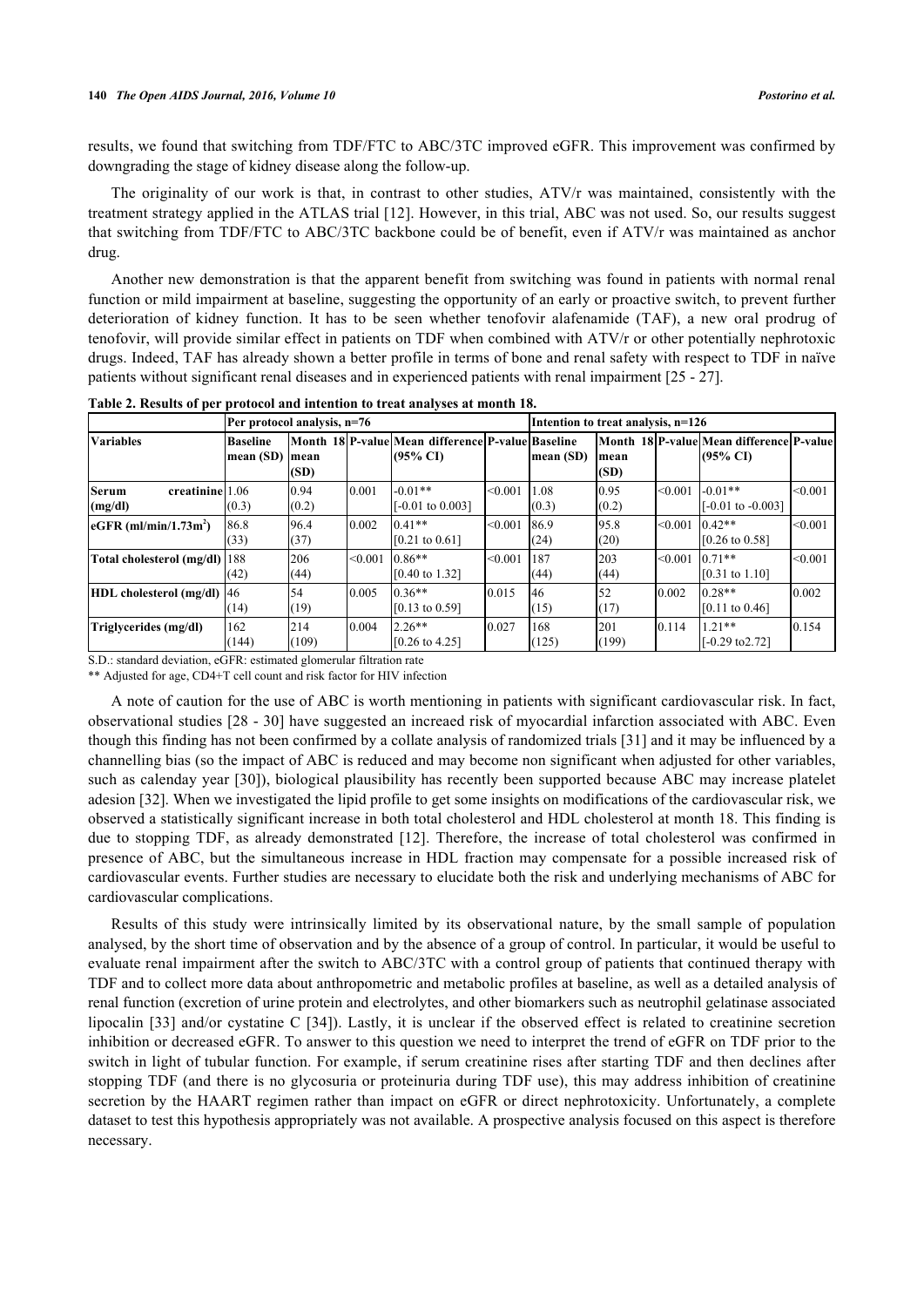results, we found that switching from TDF/FTC to ABC/3TC improved eGFR. This improvement was confirmed by downgrading the stage of kidney disease along the follow-up.

The originality of our work is that, in contrast to other studies, ATV/r was maintained, consistently with the treatment strategy applied in the ATLAS trial [12]. However, in this trial, ABC was not used. So, our results suggest that switching from TDF/FTC to ABC/3TC backbone could be of benefit, even if ATV/r was maintained as anchor drug.

Another new demonstration is that the apparent benefit from switching was found in patients with normal renal function or mild impairment at baseline, suggesting the opportunity of an early or proactive switch, to prevent further deterioration of kidney function. It has to be seen whether tenofovir alafenamide (TAF), a new oral prodrug of tenofovir, will provide similar effect in patients on TDF when combined with ATV/r or other potentially nephrotoxic drugs. Indeed, TAF has already shown a better profile in terms of bone and renal safety with respect to TDF in naïve patients without significant renal diseases and in experienced patients with renal impairment [25 - 27].

**Table 2. Results of per protocol and intention to treat analyses at month 18.**

| | Per protocol analysis, n=76 | | | | | Intention to treat analysis, n=126 | | | | |
|---|---|---|---|---|---|---|---|---|---|---|
| **Variables** | **Baseline mean (SD)** | **Month 18 mean (SD)** | **P-value** | **Mean difference (95% CI)** | **P-value** | **Baseline mean (SD)** | **Month 18 mean (SD)** | **P-value** | **Mean difference (95% CI)** | **P-value** |
| **Serum creatinine (mg/dl)** | 1.06 (0.3) | 0.94 (0.2) | 0.001 | -0.01** [-0.01 to 0.003] | <0.001 | 1.08 (0.3) | 0.95 (0.2) | <0.001 | -0.01** [-0.01 to -0.003] | <0.001 |
| **eGFR (ml/min/1.73m$^2$)** | 86.8 (33) | 96.4 (37) | 0.002 | 0.41** [0.21 to 0.61] | <0.001 | 86.9 (24) | 95.8 (20) | <0.001 | 0.42** [0.26 to 0.58] | <0.001 |
| **Total cholesterol (mg/dl)** | 188 (42) | 206 (44) | <0.001 | 0.86** [0.40 to 1.32] | <0.001 | 187 (44) | 203 (44) | <0.001 | 0.71** [0.31 to 1.10] | <0.001 |
| **HDL cholesterol (mg/dl)** | 46 (14) | 54 (19) | 0.005 | 0.36** [0.13 to 0.59] | 0.015 | 46 (15) | 52 (17) | 0.002 | 0.28** [0.11 to 0.46] | 0.002 |
| **Triglycerides (mg/dl)** | 162 (144) | 214 (109) | 0.004 | 2.26** [0.26 to 4.25] | 0.027 | 168 (125) | 201 (199) | 0.114 | 1.21** [-0.29 to2.72] | 0.154 |

S.D.: standard deviation, eGFR: estimated glomerular filtration rate

** Adjusted for age, CD4+T cell count and risk factor for HIV infection

A note of caution for the use of ABC is worth mentioning in patients with significant cardiovascular risk. In fact, observational studies [28 - 30] have suggested an increaed risk of myocardial infarction associated with ABC. Even though this finding has not been confirmed by a collate analysis of randomized trials [31] and it may be influenced by a channelling bias (so the impact of ABC is reduced and may become non significant when adjusted for other variables, such as calenday year [30]), biological plausibility has recently been supported because ABC may increase platelet adesion [32]. When we investigated the lipid profile to get some insights on modifications of the cardiovascular risk, we observed a statistically significant increase in both total cholesterol and HDL cholesterol at month 18. This finding is due to stopping TDF, as already demonstrated [12]. Therefore, the increase of total cholesterol was confirmed in presence of ABC, but the simultaneous increase in HDL fraction may compensate for a possible increased risk of cardiovascular events. Further studies are necessary to elucidate both the risk and underlying mechanisms of ABC for cardiovascular complications.

Results of this study were intrinsically limited by its observational nature, by the small sample of population analysed, by the short time of observation and by the absence of a group of control. In particular, it would be useful to evaluate renal impairment after the switch to ABC/3TC with a control group of patients that continued therapy with TDF and to collect more data about anthropometric and metabolic profiles at baseline, as well as a detailed analysis of renal function (excretion of urine protein and electrolytes, and other biomarkers such as neutrophil gelatinase associated lipocalin [33] and/or cystatine C [34]). Lastly, it is unclear if the observed effect is related to creatinine secretion inhibition or decreased eGFR. To answer to this question we need to interpret the trend of eGFR on TDF prior to the switch in light of tubular function. For example, if serum creatinine rises after starting TDF and then declines after stopping TDF (and there is no glycosuria or proteinuria during TDF use), this may address inhibition of creatinine secretion by the HAART regimen rather than impact on eGFR or direct nephrotoxicity. Unfortunately, a complete dataset to test this hypothesis appropriately was not available. A prospective analysis focused on this aspect is therefore necessary.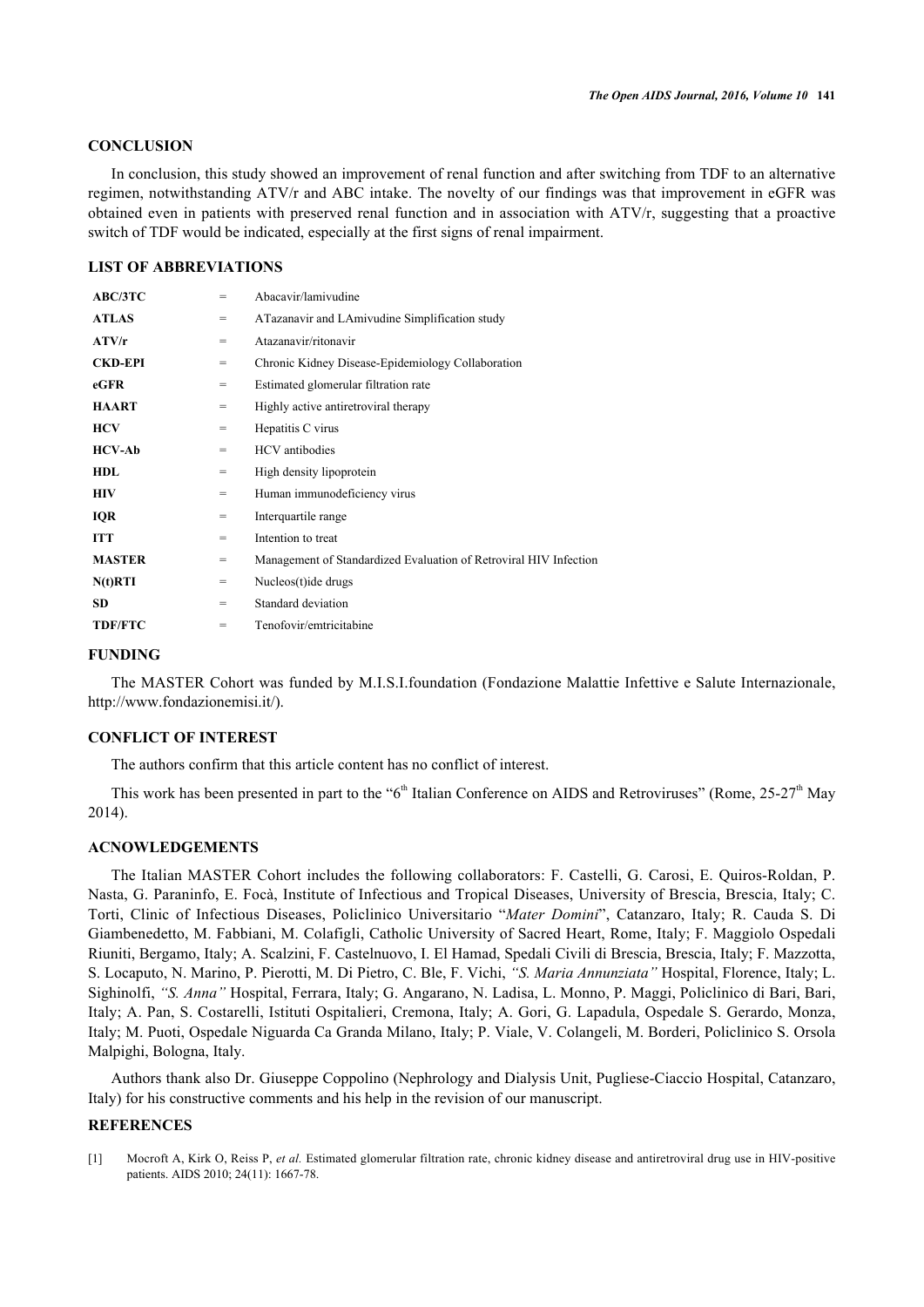## CONCLUSION

In conclusion, this study showed an improvement of renal function and after switching from TDF to an alternative regimen, notwithstanding ATV/r and ABC intake. The novelty of our findings was that improvement in eGFR was obtained even in patients with preserved renal function and in association with ATV/r, suggesting that a proactive switch of TDF would be indicated, especially at the first signs of renal impairment.

## LIST OF ABBREVIATIONS

| | | |
|---|---|---|
| **ABC/3TC** | = | Abacavir/lamivudine |
| **ATLAS** | = | ATazanavir and LAmivudine Simplification study |
| **ATV/r** | = | Atazanavir/ritonavir |
| **CKD-EPI** | = | Chronic Kidney Disease-Epidemiology Collaboration |
| **eGFR** | = | Estimated glomerular filtration rate |
| **HAART** | = | Highly active antiretroviral therapy |
| **HCV** | = | Hepatitis C virus |
| **HCV-Ab** | = | HCV antibodies |
| **HDL** | = | High density lipoprotein |
| **HIV** | = | Human immunodeficiency virus |
| **IQR** | = | Interquartile range |
| **ITT** | = | Intention to treat |
| **MASTER** | = | Management of Standardized Evaluation of Retroviral HIV Infection |
| **N(t)RTI** | = | Nucleos(t)ide drugs |
| **SD** | = | Standard deviation |
| **TDF/FTC** | = | Tenofovir/emtricitabine |

## FUNDING

The MASTER Cohort was funded by M.I.S.I.foundation (Fondazione Malattie Infettive e Salute Internazionale, http://www.fondazionemisi.it/).

## CONFLICT OF INTEREST

The authors confirm that this article content has no conflict of interest.

This work has been presented in part to the "6th Italian Conference on AIDS and Retroviruses" (Rome, 25-27th May 2014).

## ACNOWLEDGEMENTS

The Italian MASTER Cohort includes the following collaborators: F. Castelli, G. Carosi, E. Quiros-Roldan, P. Nasta, G. Paraninfo, E. Focà, Institute of Infectious and Tropical Diseases, University of Brescia, Brescia, Italy; C. Torti, Clinic of Infectious Diseases, Policlinico Universitario "*Mater Domini*", Catanzaro, Italy; R. Cauda S. Di Giambenedetto, M. Fabbiani, M. Colafigli, Catholic University of Sacred Heart, Rome, Italy; F. Maggiolo Ospedali Riuniti, Bergamo, Italy; A. Scalzini, F. Castelnuovo, I. El Hamad, Spedali Civili di Brescia, Brescia, Italy; F. Mazzotta, S. Locaputo, N. Marino, P. Pierotti, M. Di Pietro, C. Ble, F. Vichi, *"S. Maria Annunziata"* Hospital, Florence, Italy; L. Sighinolfi, *"S. Anna"* Hospital, Ferrara, Italy; G. Angarano, N. Ladisa, L. Monno, P. Maggi, Policlinico di Bari, Bari, Italy; A. Pan, S. Costarelli, Istituti Ospitalieri, Cremona, Italy; A. Gori, G. Lapadula, Ospedale S. Gerardo, Monza, Italy; M. Puoti, Ospedale Niguarda Ca Granda Milano, Italy; P. Viale, V. Colangeli, M. Borderi, Policlinico S. Orsola Malpighi, Bologna, Italy.

Authors thank also Dr. Giuseppe Coppolino (Nephrology and Dialysis Unit, Pugliese-Ciaccio Hospital, Catanzaro, Italy) for his constructive comments and his help in the revision of our manuscript.

## REFERENCES

[1] Mocroft A, Kirk O, Reiss P, *et al.* Estimated glomerular filtration rate, chronic kidney disease and antiretroviral drug use in HIV-positive patients. AIDS 2010; 24(11): 1667-78.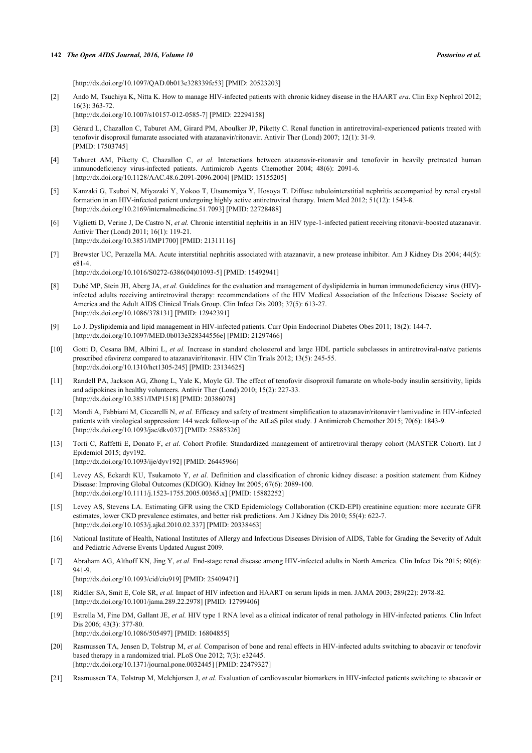[http://dx.doi.org/10.1097/QAD.0b013e328339fe53] [PMID: 20523203]

[2] Ando M, Tsuchiya K, Nitta K. How to manage HIV-infected patients with chronic kidney disease in the HAART *era*. Clin Exp Nephrol 2012; 16(3): 363-72.
[http://dx.doi.org/10.1007/s10157-012-0585-7] [PMID: 22294158]

[3] Gérard L, Chazallon C, Taburet AM, Girard PM, Aboulker JP, Piketty C. Renal function in antiretroviral-experienced patients treated with tenofovir disoproxil fumarate associated with atazanavir/ritonavir. Antivir Ther (Lond) 2007; 12(1): 31-9.
[PMID: 17503745]

[4] Taburet AM, Piketty C, Chazallon C, *et al.* Interactions between atazanavir-ritonavir and tenofovir in heavily pretreated human immunodeficiency virus-infected patients. Antimicrob Agents Chemother 2004; 48(6): 2091-6.
[http://dx.doi.org/10.1128/AAC.48.6.2091-2096.2004] [PMID: 15155205]

[5] Kanzaki G, Tsuboi N, Miyazaki Y, Yokoo T, Utsunomiya Y, Hosoya T. Diffuse tubulointerstitial nephritis accompanied by renal crystal formation in an HIV-infected patient undergoing highly active antiretroviral therapy. Intern Med 2012; 51(12): 1543-8.
[http://dx.doi.org/10.2169/internalmedicine.51.7093] [PMID: 22728488]

[6] Viglietti D, Verine J, De Castro N, *et al.* Chronic interstitial nephritis in an HIV type-1-infected patient receiving ritonavir-boosted atazanavir. Antivir Ther (Lond) 2011; 16(1): 119-21.
[http://dx.doi.org/10.3851/IMP1700] [PMID: 21311116]

[7] Brewster UC, Perazella MA. Acute interstitial nephritis associated with atazanavir, a new protease inhibitor. Am J Kidney Dis 2004; 44(5): e81-4.
[http://dx.doi.org/10.1016/S0272-6386(04)01093-5] [PMID: 15492941]

[8] Dubé MP, Stein JH, Aberg JA, *et al.* Guidelines for the evaluation and management of dyslipidemia in human immunodeficiency virus (HIV)-infected adults receiving antiretroviral therapy: recommendations of the HIV Medical Association of the Infectious Disease Society of America and the Adult AIDS Clinical Trials Group. Clin Infect Dis 2003; 37(5): 613-27.
[http://dx.doi.org/10.1086/378131] [PMID: 12942391]

[9] Lo J. Dyslipidemia and lipid management in HIV-infected patients. Curr Opin Endocrinol Diabetes Obes 2011; 18(2): 144-7.
[http://dx.doi.org/10.1097/MED.0b013e328344556e] [PMID: 21297466]

[10] Gotti D, Cesana BM, Albini L, *et al.* Increase in standard cholesterol and large HDL particle subclasses in antiretroviral-naïve patients prescribed efavirenz compared to atazanavir/ritonavir. HIV Clin Trials 2012; 13(5): 245-55.
[http://dx.doi.org/10.1310/hct1305-245] [PMID: 23134625]

[11] Randell PA, Jackson AG, Zhong L, Yale K, Moyle GJ. The effect of tenofovir disoproxil fumarate on whole-body insulin sensitivity, lipids and adipokines in healthy volunteers. Antivir Ther (Lond) 2010; 15(2): 227-33.
[http://dx.doi.org/10.3851/IMP1518] [PMID: 20386078]

[12] Mondi A, Fabbiani M, Ciccarelli N, *et al.* Efficacy and safety of treatment simplification to atazanavir/ritonavir+lamivudine in HIV-infected patients with virological suppression: 144 week follow-up of the AtLaS pilot study. J Antimicrob Chemother 2015; 70(6): 1843-9.
[http://dx.doi.org/10.1093/jac/dkv037] [PMID: 25885326]

[13] Torti C, Raffetti E, Donato F, *et al.* Cohort Profile: Standardized management of antiretroviral therapy cohort (MASTER Cohort). Int J Epidemiol 2015; dyv192.
[http://dx.doi.org/10.1093/ije/dyv192] [PMID: 26445966]

[14] Levey AS, Eckardt KU, Tsukamoto Y, *et al.* Definition and classification of chronic kidney disease: a position statement from Kidney Disease: Improving Global Outcomes (KDIGO). Kidney Int 2005; 67(6): 2089-100.
[http://dx.doi.org/10.1111/j.1523-1755.2005.00365.x] [PMID: 15882252]

[15] Levey AS, Stevens LA. Estimating GFR using the CKD Epidemiology Collaboration (CKD-EPI) creatinine equation: more accurate GFR estimates, lower CKD prevalence estimates, and better risk predictions. Am J Kidney Dis 2010; 55(4): 622-7.
[http://dx.doi.org/10.1053/j.ajkd.2010.02.337] [PMID: 20338463]

[16] National Institute of Health, National Institutes of Allergy and Infectious Diseases Division of AIDS, Table for Grading the Severity of Adult and Pediatric Adverse Events Updated August 2009.

[17] Abraham AG, Althoff KN, Jing Y, *et al.* End-stage renal disease among HIV-infected adults in North America. Clin Infect Dis 2015; 60(6): 941-9.
[http://dx.doi.org/10.1093/cid/ciu919] [PMID: 25409471]

[18] Riddler SA, Smit E, Cole SR, *et al.* Impact of HIV infection and HAART on serum lipids in men. JAMA 2003; 289(22): 2978-82.
[http://dx.doi.org/10.1001/jama.289.22.2978] [PMID: 12799406]

[19] Estrella M, Fine DM, Gallant JE, *et al.* HIV type 1 RNA level as a clinical indicator of renal pathology in HIV-infected patients. Clin Infect Dis 2006; 43(3): 377-80.
[http://dx.doi.org/10.1086/505497] [PMID: 16804855]

[20] Rasmussen TA, Jensen D, Tolstrup M, *et al.* Comparison of bone and renal effects in HIV-infected adults switching to abacavir or tenofovir based therapy in a randomized trial. PLoS One 2012; 7(3): e32445.
[http://dx.doi.org/10.1371/journal.pone.0032445] [PMID: 22479327]

[21] Rasmussen TA, Tolstrup M, Melchjorsen J, *et al.* Evaluation of cardiovascular biomarkers in HIV-infected patients switching to abacavir or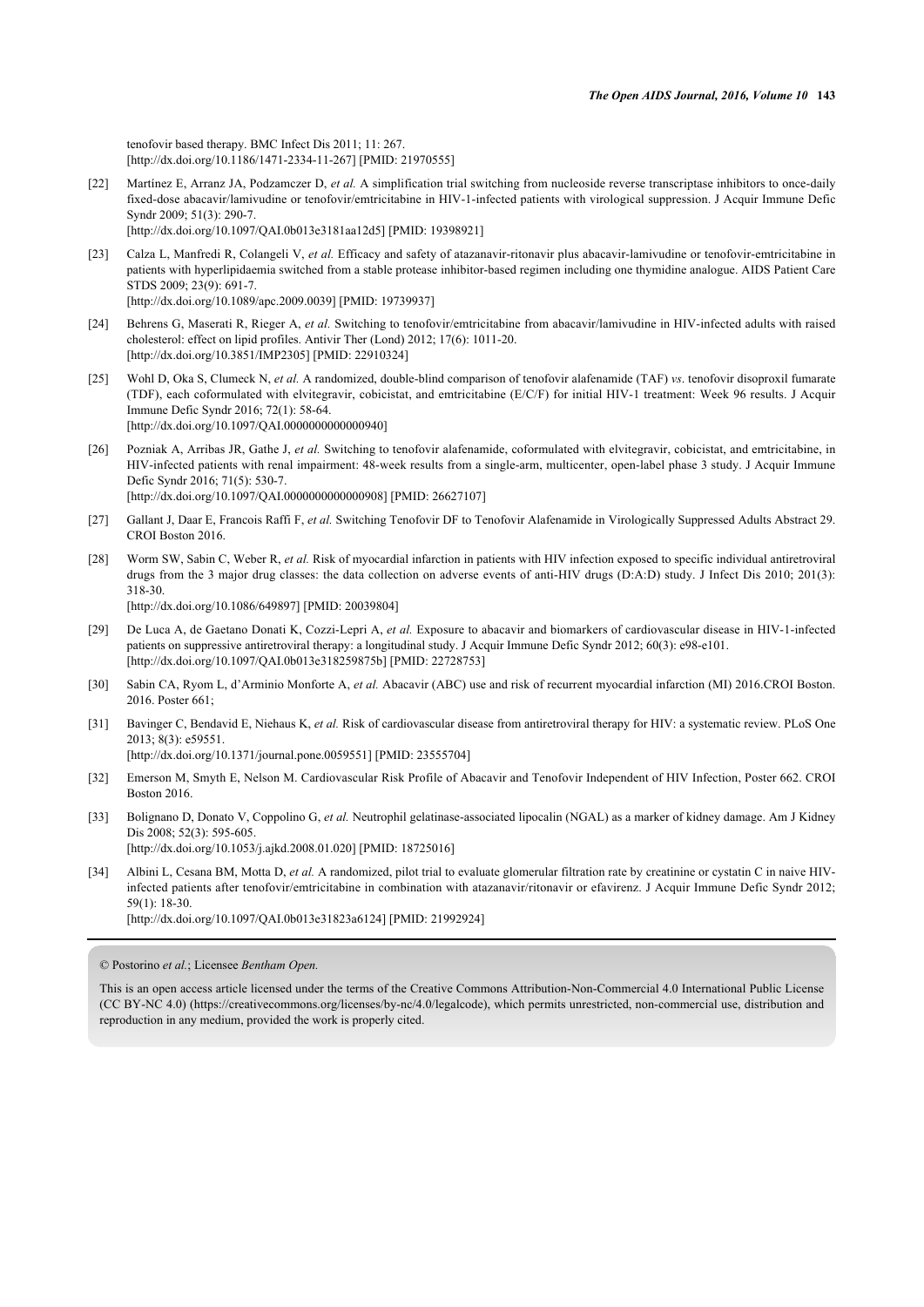tenofovir based therapy. BMC Infect Dis 2011; 11: 267. [http://dx.doi.org/10.1186/1471-2334-11-267] [PMID: 21970555]

[22] Martínez E, Arranz JA, Podzamczer D, *et al.* A simplification trial switching from nucleoside reverse transcriptase inhibitors to once-daily fixed-dose abacavir/lamivudine or tenofovir/emtricitabine in HIV-1-infected patients with virological suppression. J Acquir Immune Defic Syndr 2009; 51(3): 290-7. [http://dx.doi.org/10.1097/QAI.0b013e3181aa12d5] [PMID: 19398921]

[23] Calza L, Manfredi R, Colangeli V, *et al.* Efficacy and safety of atazanavir-ritonavir plus abacavir-lamivudine or tenofovir-emtricitabine in patients with hyperlipidaemia switched from a stable protease inhibitor-based regimen including one thymidine analogue. AIDS Patient Care STDS 2009; 23(9): 691-7. [http://dx.doi.org/10.1089/apc.2009.0039] [PMID: 19739937]

[24] Behrens G, Maserati R, Rieger A, *et al.* Switching to tenofovir/emtricitabine from abacavir/lamivudine in HIV-infected adults with raised cholesterol: effect on lipid profiles. Antivir Ther (Lond) 2012; 17(6): 1011-20. [http://dx.doi.org/10.3851/IMP2305] [PMID: 22910324]

[25] Wohl D, Oka S, Clumeck N, *et al.* A randomized, double-blind comparison of tenofovir alafenamide (TAF) *vs*. tenofovir disoproxil fumarate (TDF), each coformulated with elvitegravir, cobicistat, and emtricitabine (E/C/F) for initial HIV-1 treatment: Week 96 results. J Acquir Immune Defic Syndr 2016; 72(1): 58-64. [http://dx.doi.org/10.1097/QAI.0000000000000940]

[26] Pozniak A, Arribas JR, Gathe J, *et al.* Switching to tenofovir alafenamide, coformulated with elvitegravir, cobicistat, and emtricitabine, in HIV-infected patients with renal impairment: 48-week results from a single-arm, multicenter, open-label phase 3 study. J Acquir Immune Defic Syndr 2016; 71(5): 530-7. [http://dx.doi.org/10.1097/QAI.0000000000000908] [PMID: 26627107]

[27] Gallant J, Daar E, Francois Raffi F, *et al.* Switching Tenofovir DF to Tenofovir Alafenamide in Virologically Suppressed Adults Abstract 29. CROI Boston 2016.

[28] Worm SW, Sabin C, Weber R, *et al.* Risk of myocardial infarction in patients with HIV infection exposed to specific individual antiretroviral drugs from the 3 major drug classes: the data collection on adverse events of anti-HIV drugs (D:A:D) study. J Infect Dis 2010; 201(3): 318-30. [http://dx.doi.org/10.1086/649897] [PMID: 20039804]

[29] De Luca A, de Gaetano Donati K, Cozzi-Lepri A, *et al.* Exposure to abacavir and biomarkers of cardiovascular disease in HIV-1-infected patients on suppressive antiretroviral therapy: a longitudinal study. J Acquir Immune Defic Syndr 2012; 60(3): e98-e101. [http://dx.doi.org/10.1097/QAI.0b013e318259875b] [PMID: 22728753]

[30] Sabin CA, Ryom L, d'Arminio Monforte A, *et al.* Abacavir (ABC) use and risk of recurrent myocardial infarction (MI) 2016.CROI Boston. 2016. Poster 661;

[31] Bavinger C, Bendavid E, Niehaus K, *et al.* Risk of cardiovascular disease from antiretroviral therapy for HIV: a systematic review. PLoS One 2013; 8(3): e59551. [http://dx.doi.org/10.1371/journal.pone.0059551] [PMID: 23555704]

[32] Emerson M, Smyth E, Nelson M. Cardiovascular Risk Profile of Abacavir and Tenofovir Independent of HIV Infection, Poster 662. CROI Boston 2016.

[33] Bolignano D, Donato V, Coppolino G, *et al.* Neutrophil gelatinase-associated lipocalin (NGAL) as a marker of kidney damage. Am J Kidney Dis 2008; 52(3): 595-605. [http://dx.doi.org/10.1053/j.ajkd.2008.01.020] [PMID: 18725016]

[34] Albini L, Cesana BM, Motta D, *et al.* A randomized, pilot trial to evaluate glomerular filtration rate by creatinine or cystatin C in naive HIV-infected patients after tenofovir/emtricitabine in combination with atazanavir/ritonavir or efavirenz. J Acquir Immune Defic Syndr 2012; 59(1): 18-30. [http://dx.doi.org/10.1097/QAI.0b013e31823a6124] [PMID: 21992924]

---

© Postorino *et al.*; Licensee *Bentham Open.*

This is an open access article licensed under the terms of the Creative Commons Attribution-Non-Commercial 4.0 International Public License (CC BY-NC 4.0) (https://creativecommons.org/licenses/by-nc/4.0/legalcode), which permits unrestricted, non-commercial use, distribution and reproduction in any medium, provided the work is properly cited.